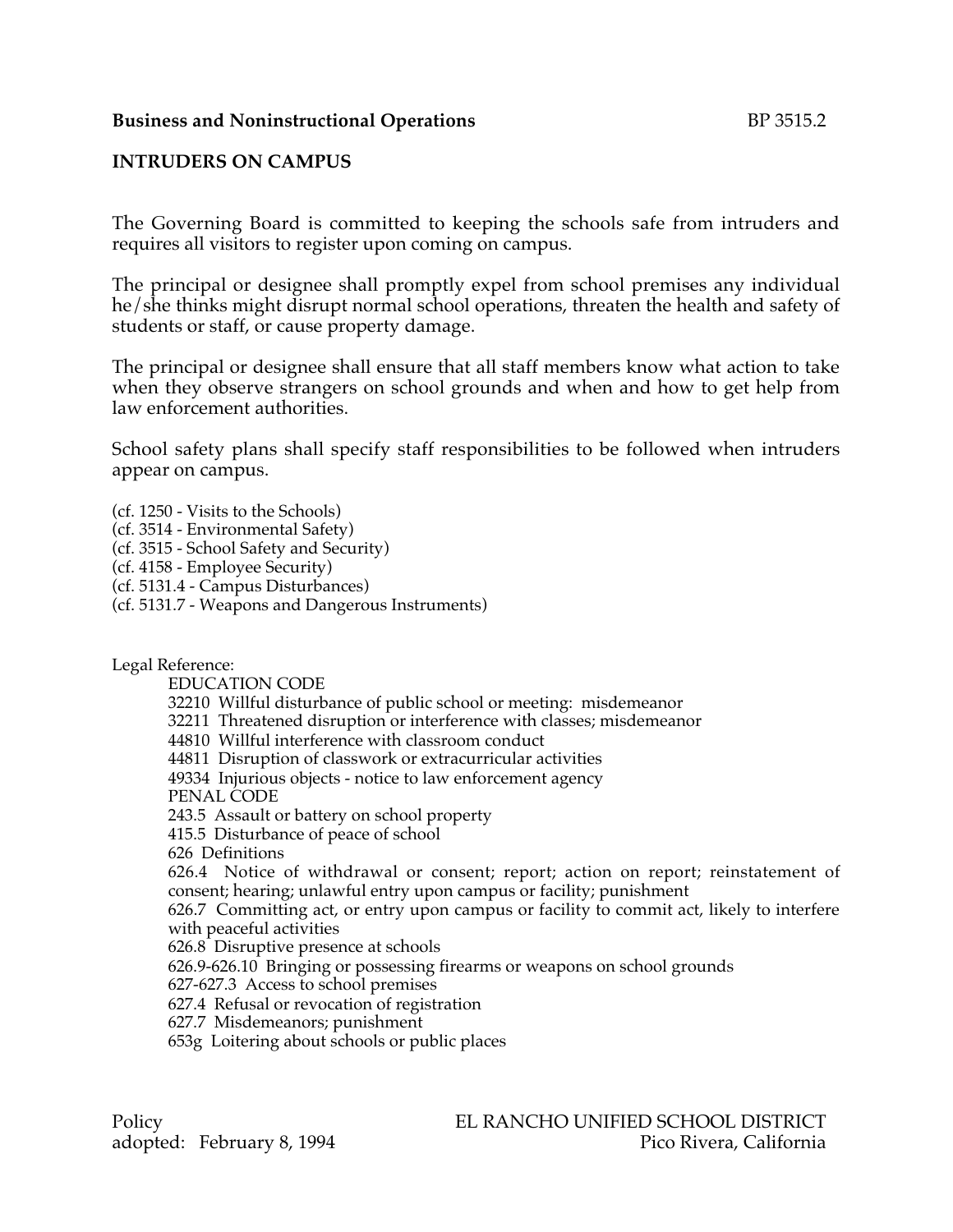**Business and Noninstructional Operations** BP 3515.2

## INTRUDERS ON CAMPUS

The Governing Board is committed to keeping the schools safe from intruders and requires all visitors to register upon coming on campus.

The principal or designee shall promptly expel from school premises any individual he/she thinks might disrupt normal school operations, threaten the health and safety of students or staff, or cause property damage.

The principal or designee shall ensure that all staff members know what action to take when they observe strangers on school grounds and when and how to get help from law enforcement authorities.

School safety plans shall specify staff responsibilities to be followed when intruders appear on campus.

(cf. 1250 - Visits to the Schools)
(cf. 3514 - Environmental Safety)
(cf. 3515 - School Safety and Security)
(cf. 4158 - Employee Security)
(cf. 5131.4 - Campus Disturbances)
(cf. 5131.7 - Weapons and Dangerous Instruments)

Legal Reference:

EDUCATION CODE
32210 Willful disturbance of public school or meeting: misdemeanor
32211 Threatened disruption or interference with classes; misdemeanor
44810 Willful interference with classroom conduct
44811 Disruption of classwork or extracurricular activities
49334 Injurious objects - notice to law enforcement agency
PENAL CODE
243.5 Assault or battery on school property
415.5 Disturbance of peace of school
626 Definitions
626.4 Notice of withdrawal or consent; report; action on report; reinstatement of consent; hearing; unlawful entry upon campus or facility; punishment
626.7 Committing act, or entry upon campus or facility to commit act, likely to interfere with peaceful activities
626.8 Disruptive presence at schools
626.9-626.10 Bringing or possessing firearms or weapons on school grounds
627-627.3 Access to school premises
627.4 Refusal or revocation of registration
627.7 Misdemeanors; punishment
653g Loitering about schools or public places

Policy
adopted: February 8, 1994

EL RANCHO UNIFIED SCHOOL DISTRICT
Pico Rivera, California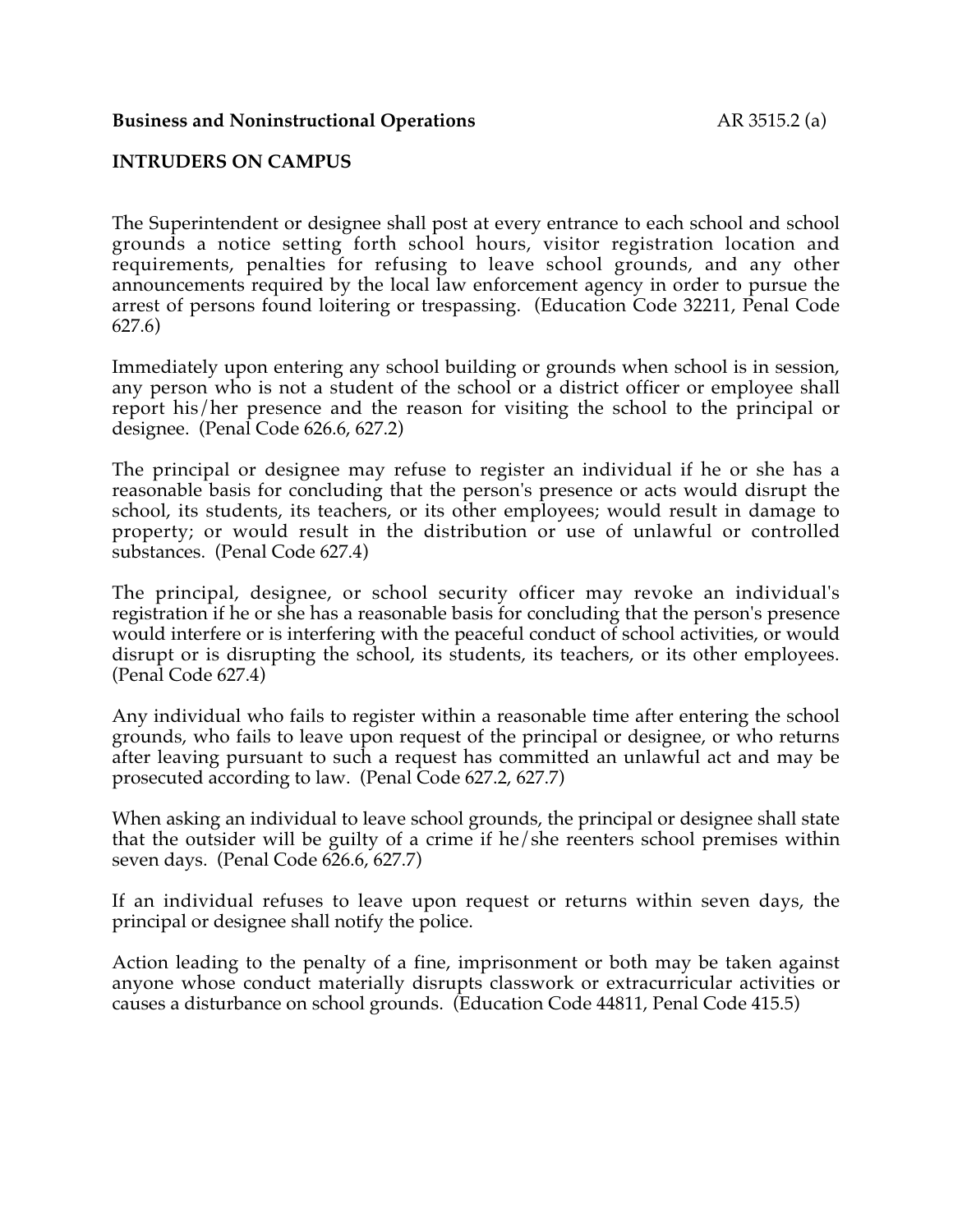**Business and Noninstructional Operations** AR 3515.2 (a)

**INTRUDERS ON CAMPUS**

The Superintendent or designee shall post at every entrance to each school and school grounds a notice setting forth school hours, visitor registration location and requirements, penalties for refusing to leave school grounds, and any other announcements required by the local law enforcement agency in order to pursue the arrest of persons found loitering or trespassing. (Education Code 32211, Penal Code 627.6)

Immediately upon entering any school building or grounds when school is in session, any person who is not a student of the school or a district officer or employee shall report his/her presence and the reason for visiting the school to the principal or designee. (Penal Code 626.6, 627.2)

The principal or designee may refuse to register an individual if he or she has a reasonable basis for concluding that the person's presence or acts would disrupt the school, its students, its teachers, or its other employees; would result in damage to property; or would result in the distribution or use of unlawful or controlled substances. (Penal Code 627.4)

The principal, designee, or school security officer may revoke an individual's registration if he or she has a reasonable basis for concluding that the person's presence would interfere or is interfering with the peaceful conduct of school activities, or would disrupt or is disrupting the school, its students, its teachers, or its other employees. (Penal Code 627.4)

Any individual who fails to register within a reasonable time after entering the school grounds, who fails to leave upon request of the principal or designee, or who returns after leaving pursuant to such a request has committed an unlawful act and may be prosecuted according to law. (Penal Code 627.2, 627.7)

When asking an individual to leave school grounds, the principal or designee shall state that the outsider will be guilty of a crime if he/she reenters school premises within seven days. (Penal Code 626.6, 627.7)

If an individual refuses to leave upon request or returns within seven days, the principal or designee shall notify the police.

Action leading to the penalty of a fine, imprisonment or both may be taken against anyone whose conduct materially disrupts classwork or extracurricular activities or causes a disturbance on school grounds. (Education Code 44811, Penal Code 415.5)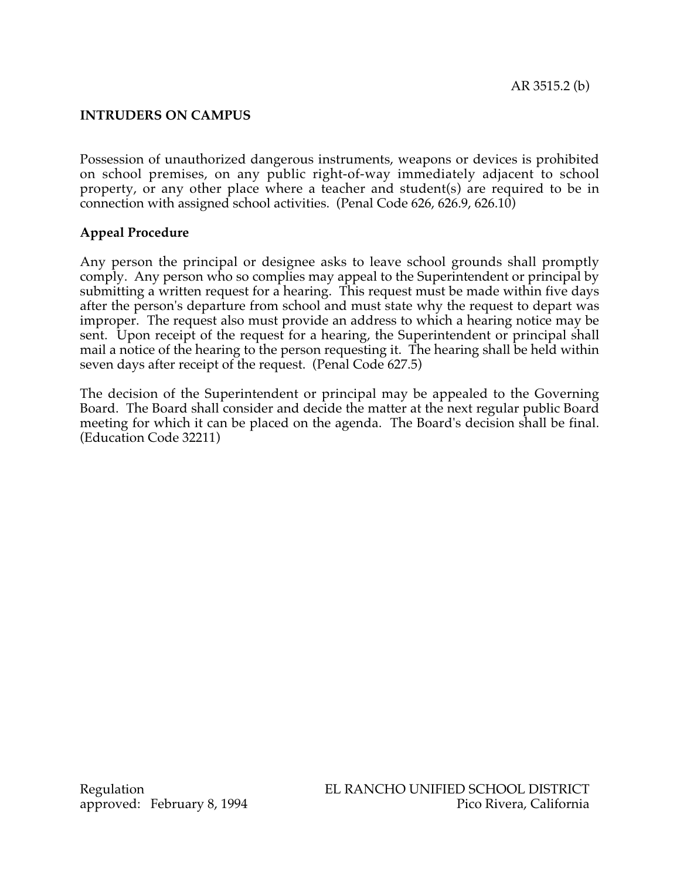## INTRUDERS ON CAMPUS

Possession of unauthorized dangerous instruments, weapons or devices is prohibited on school premises, on any public right-of-way immediately adjacent to school property, or any other place where a teacher and student(s) are required to be in connection with assigned school activities. (Penal Code 626, 626.9, 626.10)

### Appeal Procedure

Any person the principal or designee asks to leave school grounds shall promptly comply. Any person who so complies may appeal to the Superintendent or principal by submitting a written request for a hearing. This request must be made within five days after the person's departure from school and must state why the request to depart was improper. The request also must provide an address to which a hearing notice may be sent. Upon receipt of the request for a hearing, the Superintendent or principal shall mail a notice of the hearing to the person requesting it. The hearing shall be held within seven days after receipt of the request. (Penal Code 627.5)

The decision of the Superintendent or principal may be appealed to the Governing Board. The Board shall consider and decide the matter at the next regular public Board meeting for which it can be placed on the agenda. The Board's decision shall be final. (Education Code 32211)

Regulation
approved: February 8, 1994

EL RANCHO UNIFIED SCHOOL DISTRICT
Pico Rivera, California